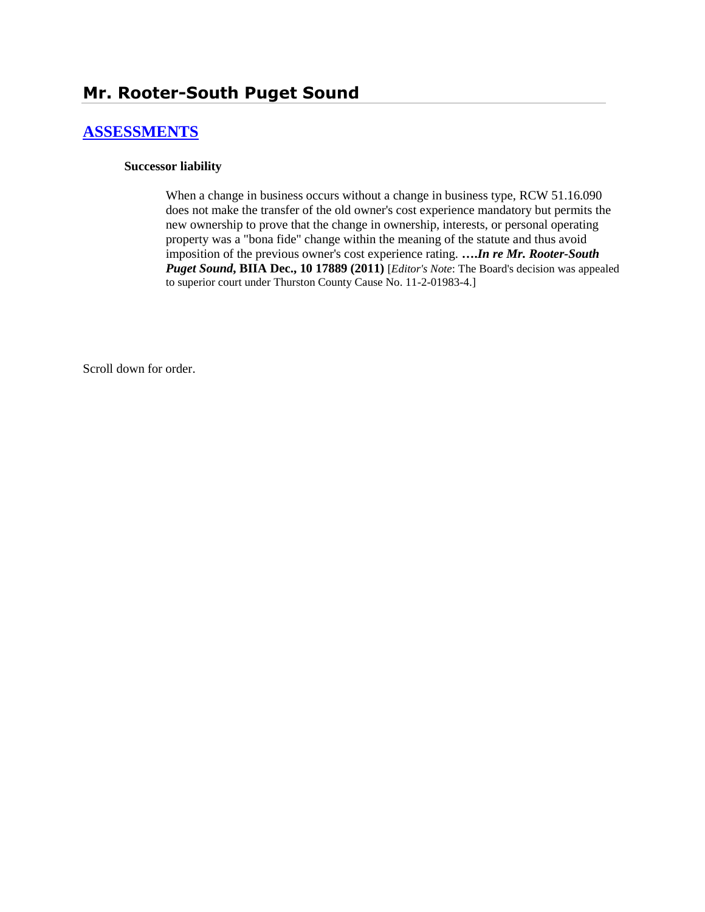# Mr. Rooter-South Puget Sound

## ASSESSMENTS

**Successor liability**

When a change in business occurs without a change in business type, RCW 51.16.090 does not make the transfer of the old owner's cost experience mandatory but permits the new ownership to prove that the change in ownership, interests, or personal operating property was a "bona fide" change within the meaning of the statute and thus avoid imposition of the previous owner's cost experience rating. ***….In re Mr. Rooter-South Puget Sound*, BIIA Dec., 10 17889 (2011)** [*Editor's Note*: The Board's decision was appealed to superior court under Thurston County Cause No. 11-2-01983-4.]

Scroll down for order.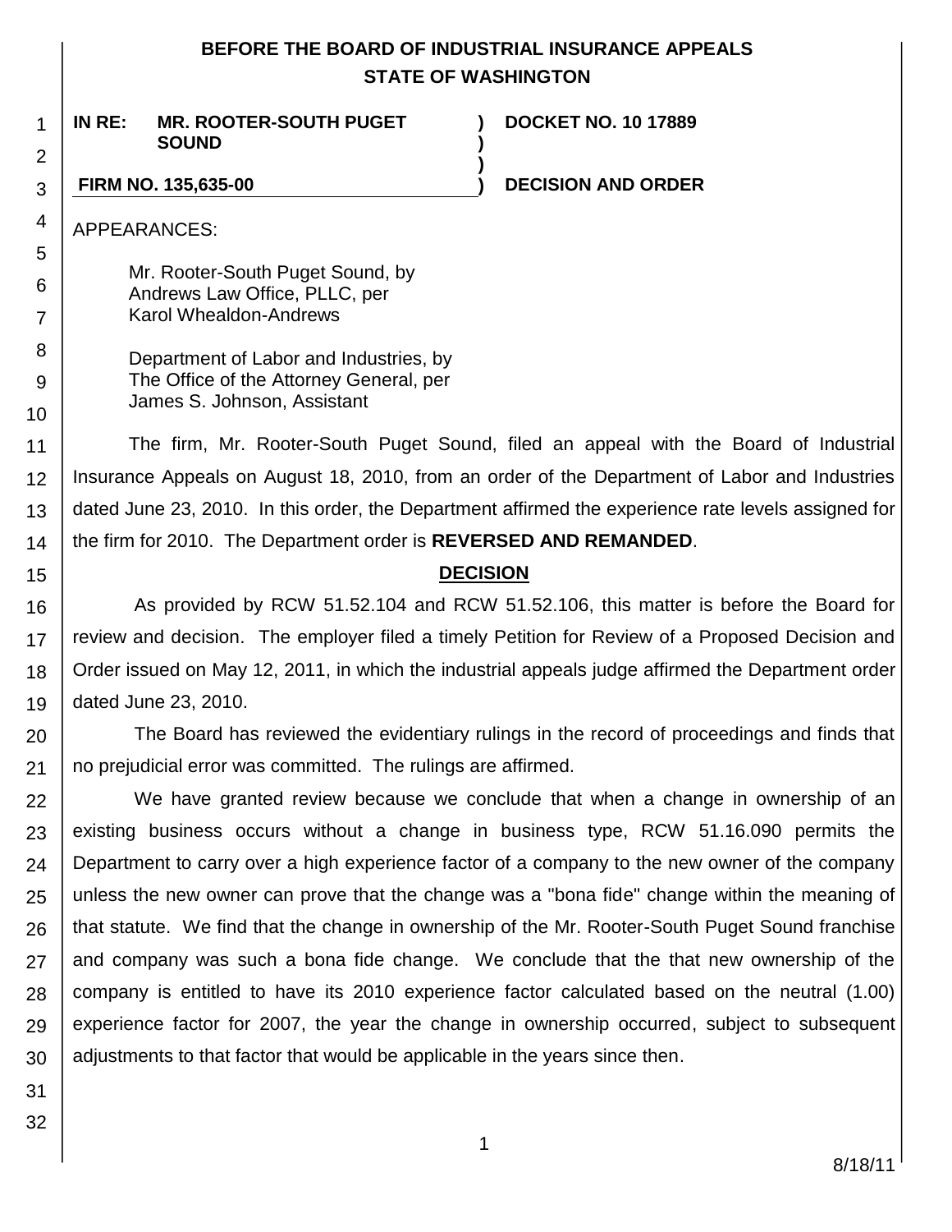# BEFORE THE BOARD OF INDUSTRIAL INSURANCE APPEALS
## STATE OF WASHINGTON

**IN RE: MR. ROOTER-SOUTH PUGET SOUND** ) **DOCKET NO. 10 17889**

**FIRM NO. 135,635-00** ) **DECISION AND ORDER**

APPEARANCES:

Mr. Rooter-South Puget Sound, by
Andrews Law Office, PLLC, per
Karol Whealdon-Andrews

Department of Labor and Industries, by
The Office of the Attorney General, per
James S. Johnson, Assistant

The firm, Mr. Rooter-South Puget Sound, filed an appeal with the Board of Industrial Insurance Appeals on August 18, 2010, from an order of the Department of Labor and Industries dated June 23, 2010. In this order, the Department affirmed the experience rate levels assigned for the firm for 2010. The Department order is **REVERSED AND REMANDED**.

## DECISION

As provided by RCW 51.52.104 and RCW 51.52.106, this matter is before the Board for review and decision. The employer filed a timely Petition for Review of a Proposed Decision and Order issued on May 12, 2011, in which the industrial appeals judge affirmed the Department order dated June 23, 2010.

The Board has reviewed the evidentiary rulings in the record of proceedings and finds that no prejudicial error was committed. The rulings are affirmed.

We have granted review because we conclude that when a change in ownership of an existing business occurs without a change in business type, RCW 51.16.090 permits the Department to carry over a high experience factor of a company to the new owner of the company unless the new owner can prove that the change was a "bona fide" change within the meaning of that statute. We find that the change in ownership of the Mr. Rooter-South Puget Sound franchise and company was such a bona fide change. We conclude that the that new ownership of the company is entitled to have its 2010 experience factor calculated based on the neutral (1.00) experience factor for 2007, the year the change in ownership occurred, subject to subsequent adjustments to that factor that would be applicable in the years since then.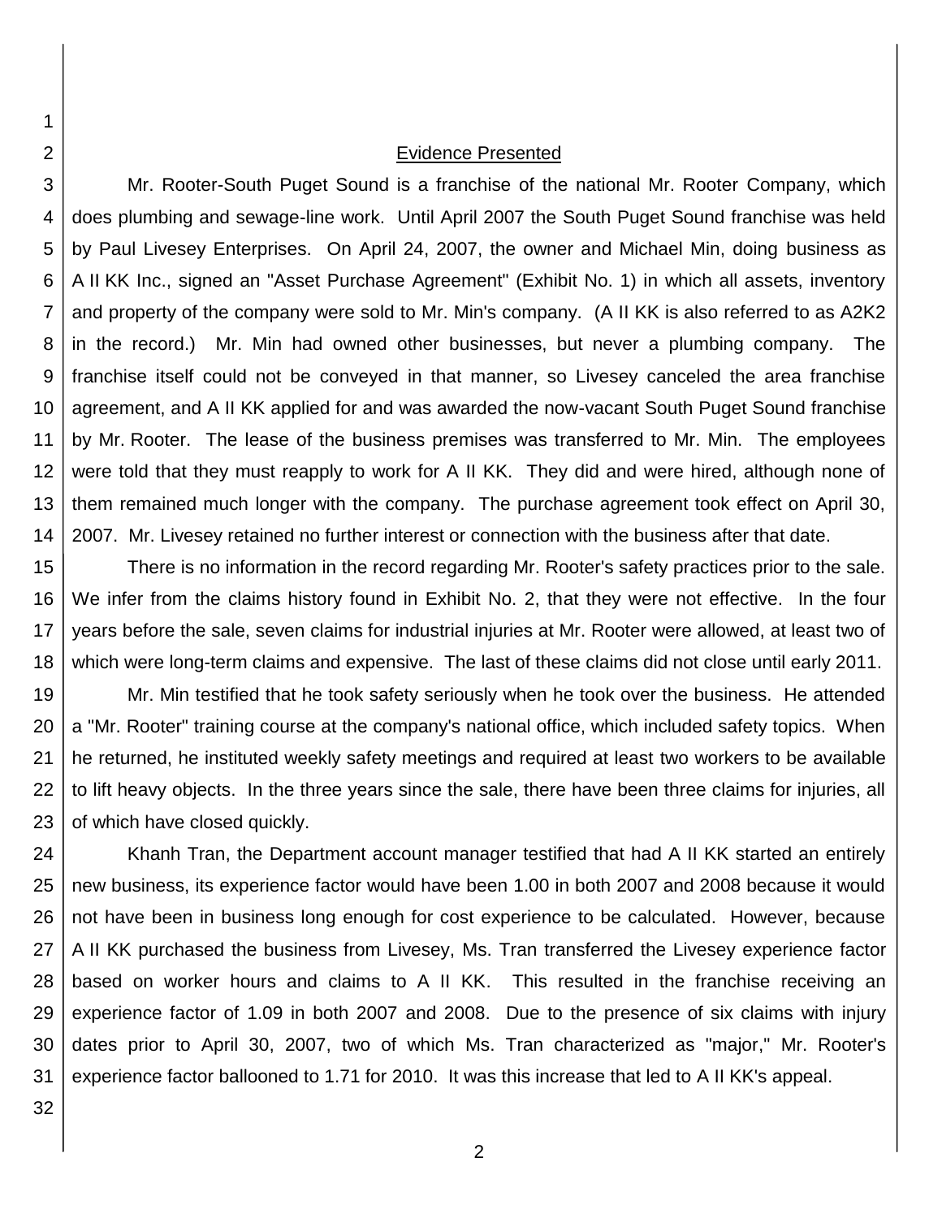## Evidence Presented

Mr. Rooter-South Puget Sound is a franchise of the national Mr. Rooter Company, which does plumbing and sewage-line work. Until April 2007 the South Puget Sound franchise was held by Paul Livesey Enterprises. On April 24, 2007, the owner and Michael Min, doing business as A II KK Inc., signed an "Asset Purchase Agreement" (Exhibit No. 1) in which all assets, inventory and property of the company were sold to Mr. Min's company. (A II KK is also referred to as A2K2 in the record.) Mr. Min had owned other businesses, but never a plumbing company. The franchise itself could not be conveyed in that manner, so Livesey canceled the area franchise agreement, and A II KK applied for and was awarded the now-vacant South Puget Sound franchise by Mr. Rooter. The lease of the business premises was transferred to Mr. Min. The employees were told that they must reapply to work for A II KK. They did and were hired, although none of them remained much longer with the company. The purchase agreement took effect on April 30, 2007. Mr. Livesey retained no further interest or connection with the business after that date.

There is no information in the record regarding Mr. Rooter's safety practices prior to the sale. We infer from the claims history found in Exhibit No. 2, that they were not effective. In the four years before the sale, seven claims for industrial injuries at Mr. Rooter were allowed, at least two of which were long-term claims and expensive. The last of these claims did not close until early 2011.

Mr. Min testified that he took safety seriously when he took over the business. He attended a "Mr. Rooter" training course at the company's national office, which included safety topics. When he returned, he instituted weekly safety meetings and required at least two workers to be available to lift heavy objects. In the three years since the sale, there have been three claims for injuries, all of which have closed quickly.

Khanh Tran, the Department account manager testified that had A II KK started an entirely new business, its experience factor would have been 1.00 in both 2007 and 2008 because it would not have been in business long enough for cost experience to be calculated. However, because A II KK purchased the business from Livesey, Ms. Tran transferred the Livesey experience factor based on worker hours and claims to A II KK. This resulted in the franchise receiving an experience factor of 1.09 in both 2007 and 2008. Due to the presence of six claims with injury dates prior to April 30, 2007, two of which Ms. Tran characterized as "major," Mr. Rooter's experience factor ballooned to 1.71 for 2010. It was this increase that led to A II KK's appeal.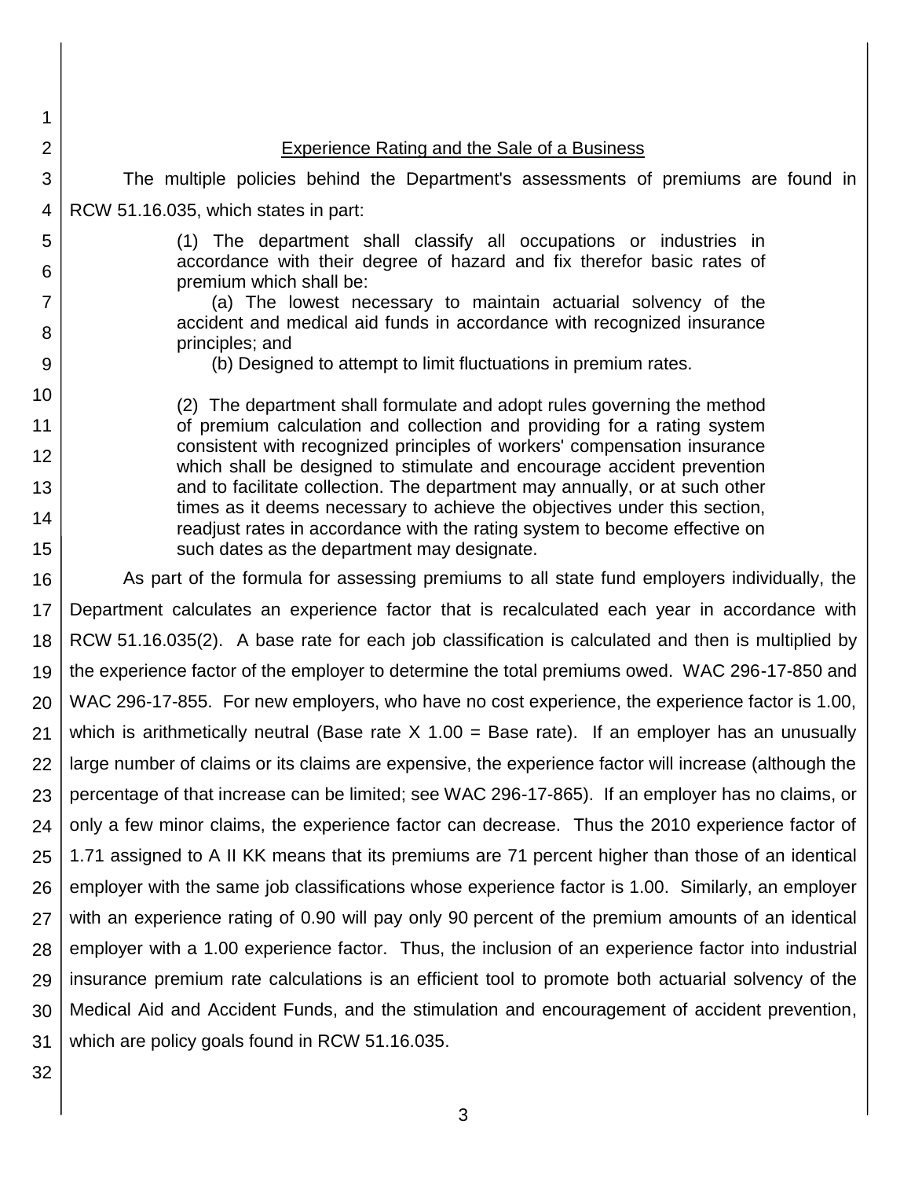## Experience Rating and the Sale of a Business

The multiple policies behind the Department's assessments of premiums are found in RCW 51.16.035, which states in part:

> (1) The department shall classify all occupations or industries in accordance with their degree of hazard and fix therefor basic rates of premium which shall be:
>
> (a) The lowest necessary to maintain actuarial solvency of the accident and medical aid funds in accordance with recognized insurance principles; and
>
> (b) Designed to attempt to limit fluctuations in premium rates.
>
> (2) The department shall formulate and adopt rules governing the method of premium calculation and collection and providing for a rating system consistent with recognized principles of workers' compensation insurance which shall be designed to stimulate and encourage accident prevention and to facilitate collection. The department may annually, or at such other times as it deems necessary to achieve the objectives under this section, readjust rates in accordance with the rating system to become effective on such dates as the department may designate.

As part of the formula for assessing premiums to all state fund employers individually, the Department calculates an experience factor that is recalculated each year in accordance with RCW 51.16.035(2). A base rate for each job classification is calculated and then is multiplied by the experience factor of the employer to determine the total premiums owed. WAC 296-17-850 and WAC 296-17-855. For new employers, who have no cost experience, the experience factor is 1.00, which is arithmetically neutral (Base rate X 1.00 = Base rate). If an employer has an unusually large number of claims or its claims are expensive, the experience factor will increase (although the percentage of that increase can be limited; see WAC 296-17-865). If an employer has no claims, or only a few minor claims, the experience factor can decrease. Thus the 2010 experience factor of 1.71 assigned to A II KK means that its premiums are 71 percent higher than those of an identical employer with the same job classifications whose experience factor is 1.00. Similarly, an employer with an experience rating of 0.90 will pay only 90 percent of the premium amounts of an identical employer with a 1.00 experience factor. Thus, the inclusion of an experience factor into industrial insurance premium rate calculations is an efficient tool to promote both actuarial solvency of the Medical Aid and Accident Funds, and the stimulation and encouragement of accident prevention, which are policy goals found in RCW 51.16.035.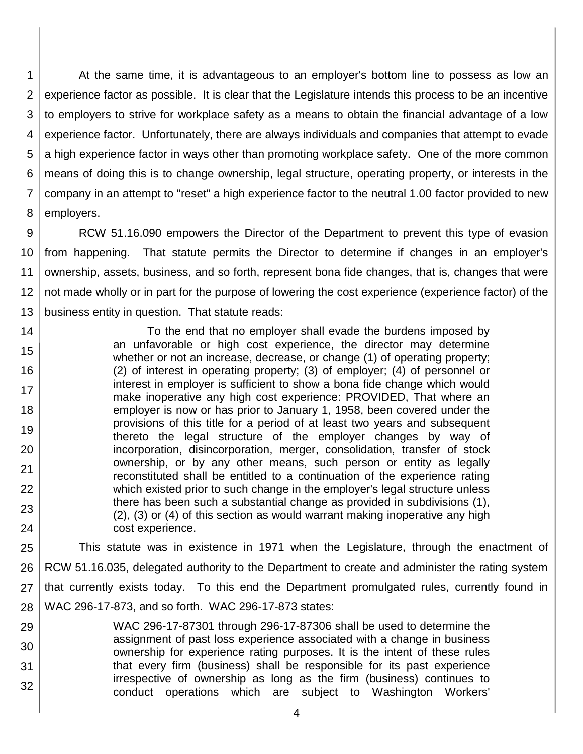At the same time, it is advantageous to an employer's bottom line to possess as low an experience factor as possible. It is clear that the Legislature intends this process to be an incentive to employers to strive for workplace safety as a means to obtain the financial advantage of a low experience factor. Unfortunately, there are always individuals and companies that attempt to evade a high experience factor in ways other than promoting workplace safety. One of the more common means of doing this is to change ownership, legal structure, operating property, or interests in the company in an attempt to "reset" a high experience factor to the neutral 1.00 factor provided to new employers.

RCW 51.16.090 empowers the Director of the Department to prevent this type of evasion from happening. That statute permits the Director to determine if changes in an employer's ownership, assets, business, and so forth, represent bona fide changes, that is, changes that were not made wholly or in part for the purpose of lowering the cost experience (experience factor) of the business entity in question. That statute reads:

> To the end that no employer shall evade the burdens imposed by an unfavorable or high cost experience, the director may determine whether or not an increase, decrease, or change (1) of operating property; (2) of interest in operating property; (3) of employer; (4) of personnel or interest in employer is sufficient to show a bona fide change which would make inoperative any high cost experience: PROVIDED, That where an employer is now or has prior to January 1, 1958, been covered under the provisions of this title for a period of at least two years and subsequent thereto the legal structure of the employer changes by way of incorporation, disincorporation, merger, consolidation, transfer of stock ownership, or by any other means, such person or entity as legally reconstituted shall be entitled to a continuation of the experience rating which existed prior to such change in the employer's legal structure unless there has been such a substantial change as provided in subdivisions (1), (2), (3) or (4) of this section as would warrant making inoperative any high cost experience.

This statute was in existence in 1971 when the Legislature, through the enactment of RCW 51.16.035, delegated authority to the Department to create and administer the rating system that currently exists today. To this end the Department promulgated rules, currently found in WAC 296-17-873, and so forth. WAC 296-17-873 states:

> WAC 296-17-87301 through 296-17-87306 shall be used to determine the assignment of past loss experience associated with a change in business ownership for experience rating purposes. It is the intent of these rules that every firm (business) shall be responsible for its past experience irrespective of ownership as long as the firm (business) continues to conduct operations which are subject to Washington Workers'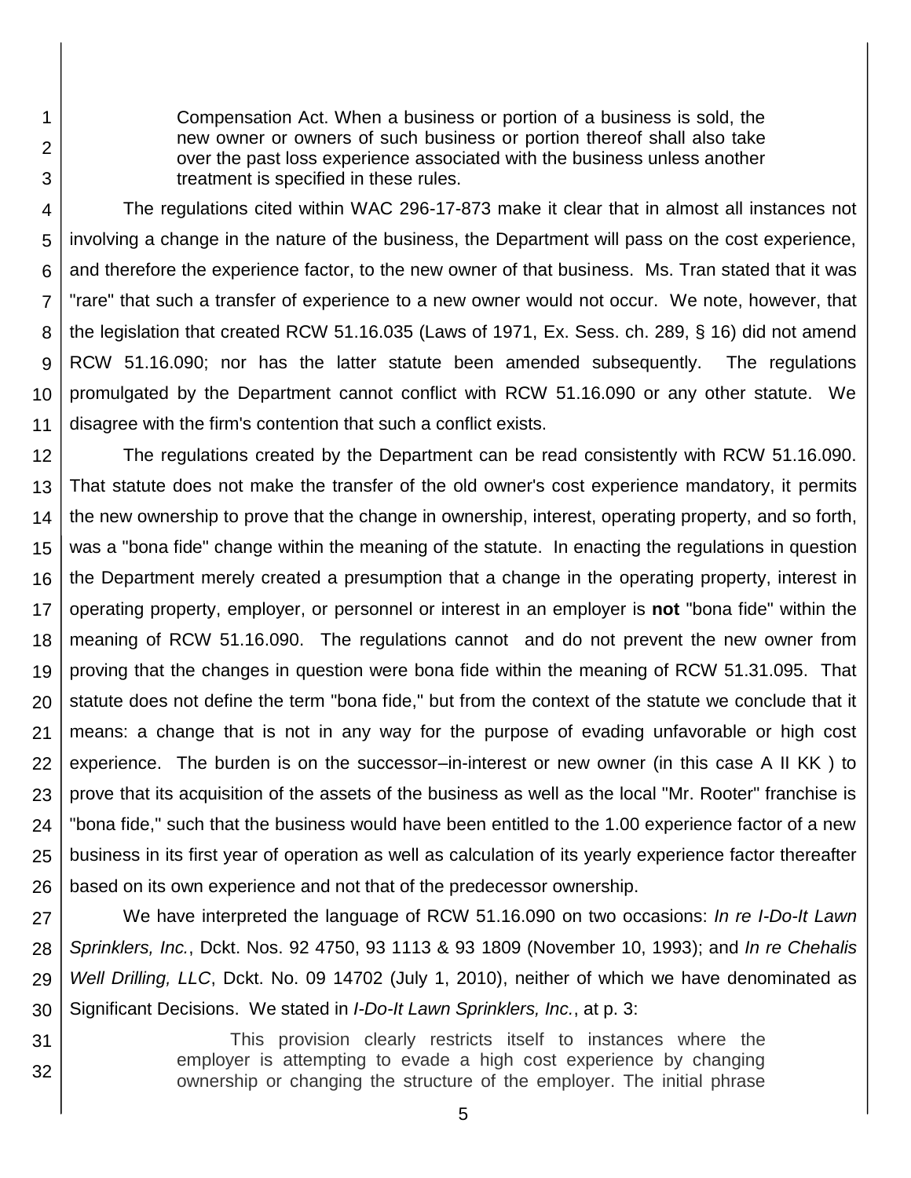> Compensation Act. When a business or portion of a business is sold, the new owner or owners of such business or portion thereof shall also take over the past loss experience associated with the business unless another treatment is specified in these rules.

The regulations cited within WAC 296-17-873 make it clear that in almost all instances not involving a change in the nature of the business, the Department will pass on the cost experience, and therefore the experience factor, to the new owner of that business. Ms. Tran stated that it was "rare" that such a transfer of experience to a new owner would not occur. We note, however, that the legislation that created RCW 51.16.035 (Laws of 1971, Ex. Sess. ch. 289, § 16) did not amend RCW 51.16.090; nor has the latter statute been amended subsequently. The regulations promulgated by the Department cannot conflict with RCW 51.16.090 or any other statute. We disagree with the firm's contention that such a conflict exists.

The regulations created by the Department can be read consistently with RCW 51.16.090. That statute does not make the transfer of the old owner's cost experience mandatory, it permits the new ownership to prove that the change in ownership, interest, operating property, and so forth, was a "bona fide" change within the meaning of the statute. In enacting the regulations in question the Department merely created a presumption that a change in the operating property, interest in operating property, employer, or personnel or interest in an employer is **not** "bona fide" within the meaning of RCW 51.16.090. The regulations cannot and do not prevent the new owner from proving that the changes in question were bona fide within the meaning of RCW 51.31.095. That statute does not define the term "bona fide," but from the context of the statute we conclude that it means: a change that is not in any way for the purpose of evading unfavorable or high cost experience. The burden is on the successor–in-interest or new owner (in this case A II KK ) to prove that its acquisition of the assets of the business as well as the local "Mr. Rooter" franchise is "bona fide," such that the business would have been entitled to the 1.00 experience factor of a new business in its first year of operation as well as calculation of its yearly experience factor thereafter based on its own experience and not that of the predecessor ownership.

We have interpreted the language of RCW 51.16.090 on two occasions: *In re I-Do-It Lawn Sprinklers, Inc.*, Dckt. Nos. 92 4750, 93 1113 & 93 1809 (November 10, 1993); and *In re Chehalis Well Drilling, LLC*, Dckt. No. 09 14702 (July 1, 2010), neither of which we have denominated as Significant Decisions. We stated in *I-Do-It Lawn Sprinklers, Inc.*, at p. 3:

> This provision clearly restricts itself to instances where the employer is attempting to evade a high cost experience by changing ownership or changing the structure of the employer. The initial phrase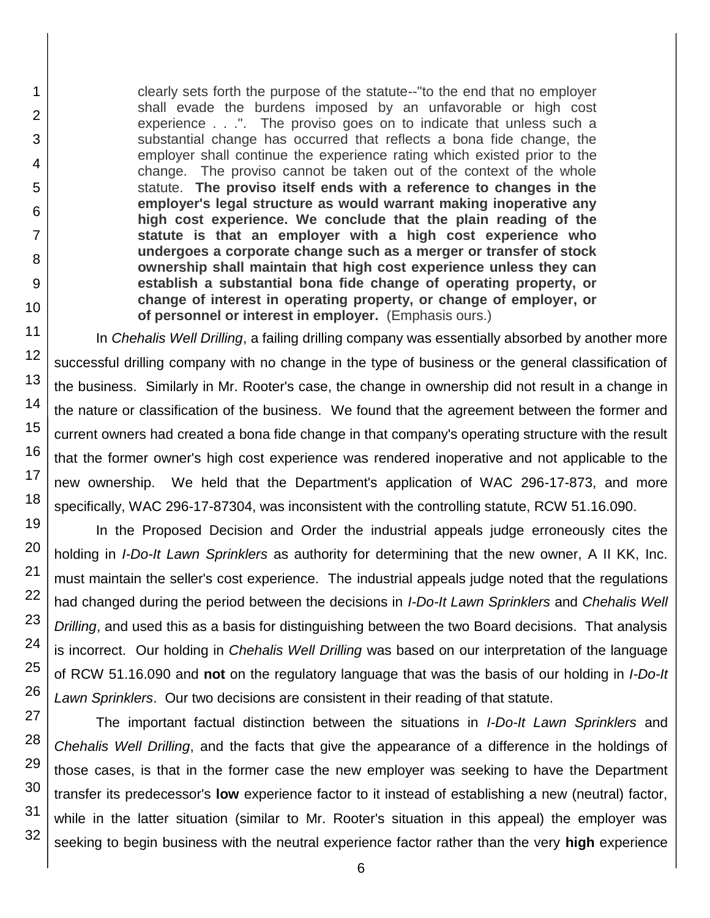> clearly sets forth the purpose of the statute--"to the end that no employer shall evade the burdens imposed by an unfavorable or high cost experience . . .". The proviso goes on to indicate that unless such a substantial change has occurred that reflects a bona fide change, the employer shall continue the experience rating which existed prior to the change. The proviso cannot be taken out of the context of the whole statute. **The proviso itself ends with a reference to changes in the employer's legal structure as would warrant making inoperative any high cost experience. We conclude that the plain reading of the statute is that an employer with a high cost experience who undergoes a corporate change such as a merger or transfer of stock ownership shall maintain that high cost experience unless they can establish a substantial bona fide change of operating property, or change of interest in operating property, or change of employer, or of personnel or interest in employer.** (Emphasis ours.)

In *Chehalis Well Drilling*, a failing drilling company was essentially absorbed by another more successful drilling company with no change in the type of business or the general classification of the business. Similarly in Mr. Rooter's case, the change in ownership did not result in a change in the nature or classification of the business. We found that the agreement between the former and current owners had created a bona fide change in that company's operating structure with the result that the former owner's high cost experience was rendered inoperative and not applicable to the new ownership. We held that the Department's application of WAC 296-17-873, and more specifically, WAC 296-17-87304, was inconsistent with the controlling statute, RCW 51.16.090.

In the Proposed Decision and Order the industrial appeals judge erroneously cites the holding in *I-Do-It Lawn Sprinklers* as authority for determining that the new owner, A II KK, Inc. must maintain the seller's cost experience. The industrial appeals judge noted that the regulations had changed during the period between the decisions in *I-Do-It Lawn Sprinklers* and *Chehalis Well Drilling*, and used this as a basis for distinguishing between the two Board decisions. That analysis is incorrect. Our holding in *Chehalis Well Drilling* was based on our interpretation of the language of RCW 51.16.090 and **not** on the regulatory language that was the basis of our holding in *I-Do-It Lawn Sprinklers*. Our two decisions are consistent in their reading of that statute.

The important factual distinction between the situations in *I-Do-It Lawn Sprinklers* and *Chehalis Well Drilling*, and the facts that give the appearance of a difference in the holdings of those cases, is that in the former case the new employer was seeking to have the Department transfer its predecessor's **low** experience factor to it instead of establishing a new (neutral) factor, while in the latter situation (similar to Mr. Rooter's situation in this appeal) the employer was seeking to begin business with the neutral experience factor rather than the very **high** experience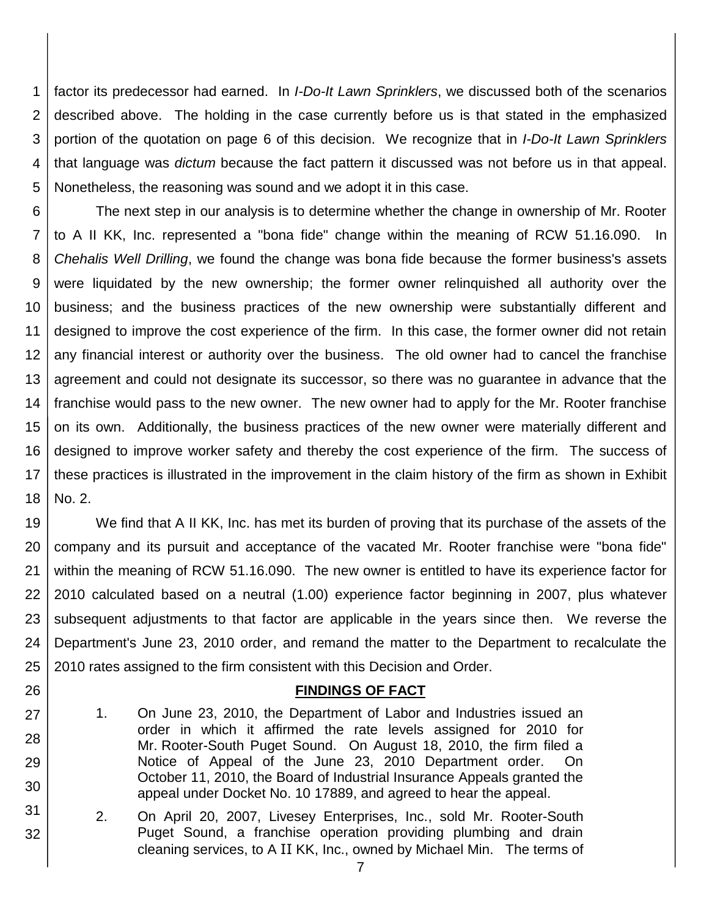factor its predecessor had earned. In *I-Do-It Lawn Sprinklers*, we discussed both of the scenarios described above. The holding in the case currently before us is that stated in the emphasized portion of the quotation on page 6 of this decision. We recognize that in *I-Do-It Lawn Sprinklers* that language was *dictum* because the fact pattern it discussed was not before us in that appeal. Nonetheless, the reasoning was sound and we adopt it in this case.

The next step in our analysis is to determine whether the change in ownership of Mr. Rooter to A II KK, Inc. represented a "bona fide" change within the meaning of RCW 51.16.090. In *Chehalis Well Drilling*, we found the change was bona fide because the former business's assets were liquidated by the new ownership; the former owner relinquished all authority over the business; and the business practices of the new ownership were substantially different and designed to improve the cost experience of the firm. In this case, the former owner did not retain any financial interest or authority over the business. The old owner had to cancel the franchise agreement and could not designate its successor, so there was no guarantee in advance that the franchise would pass to the new owner. The new owner had to apply for the Mr. Rooter franchise on its own. Additionally, the business practices of the new owner were materially different and designed to improve worker safety and thereby the cost experience of the firm. The success of these practices is illustrated in the improvement in the claim history of the firm as shown in Exhibit No. 2.

We find that A II KK, Inc. has met its burden of proving that its purchase of the assets of the company and its pursuit and acceptance of the vacated Mr. Rooter franchise were "bona fide" within the meaning of RCW 51.16.090. The new owner is entitled to have its experience factor for 2010 calculated based on a neutral (1.00) experience factor beginning in 2007, plus whatever subsequent adjustments to that factor are applicable in the years since then. We reverse the Department's June 23, 2010 order, and remand the matter to the Department to recalculate the 2010 rates assigned to the firm consistent with this Decision and Order.

## FINDINGS OF FACT

1. On June 23, 2010, the Department of Labor and Industries issued an order in which it affirmed the rate levels assigned for 2010 for Mr. Rooter-South Puget Sound. On August 18, 2010, the firm filed a Notice of Appeal of the June 23, 2010 Department order. On October 11, 2010, the Board of Industrial Insurance Appeals granted the appeal under Docket No. 10 17889, and agreed to hear the appeal.

2. On April 20, 2007, Livesey Enterprises, Inc., sold Mr. Rooter-South Puget Sound, a franchise operation providing plumbing and drain cleaning services, to A II KK, Inc., owned by Michael Min. The terms of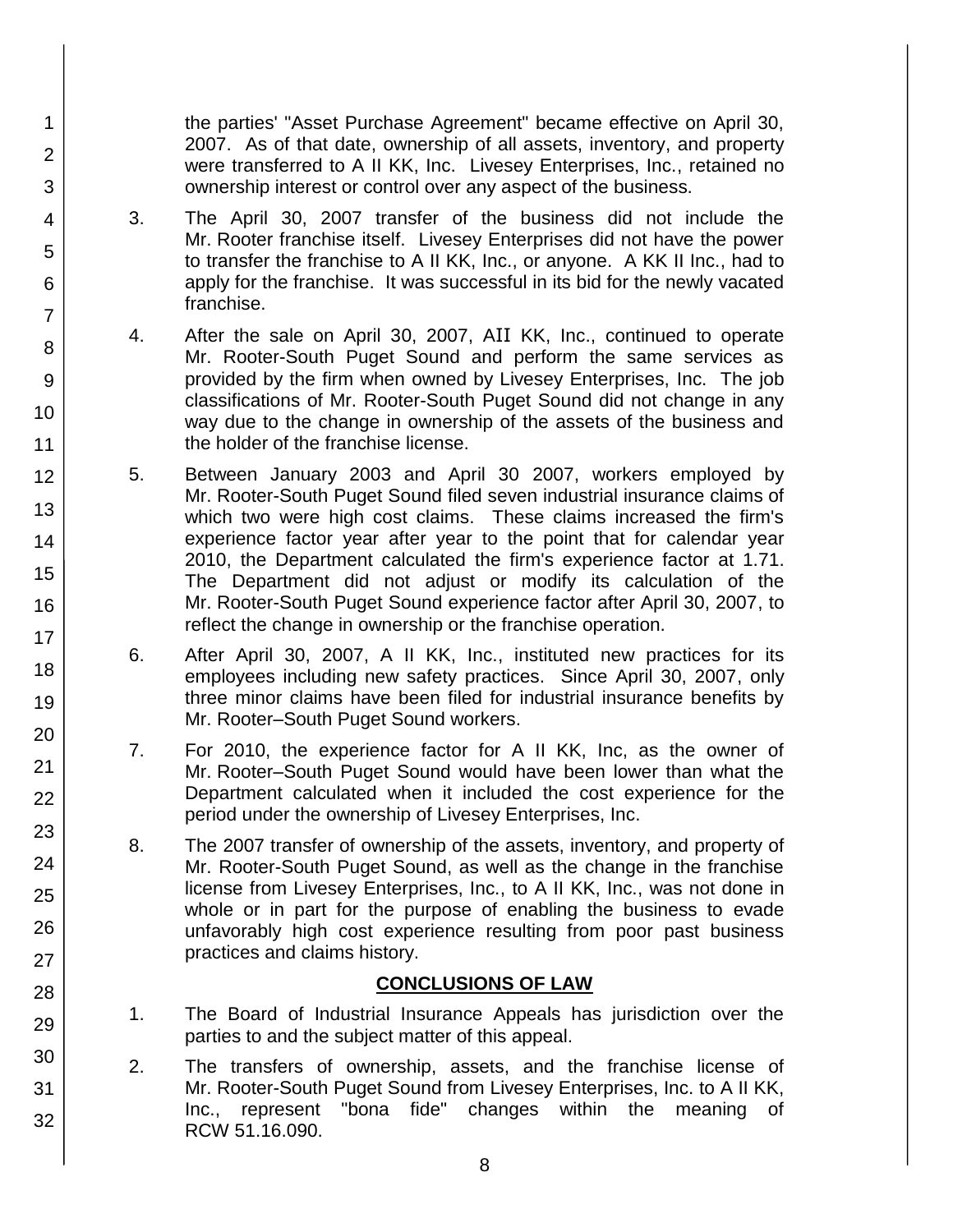the parties' "Asset Purchase Agreement" became effective on April 30, 2007. As of that date, ownership of all assets, inventory, and property were transferred to A II KK, Inc. Livesey Enterprises, Inc., retained no ownership interest or control over any aspect of the business.

3. The April 30, 2007 transfer of the business did not include the Mr. Rooter franchise itself. Livesey Enterprises did not have the power to transfer the franchise to A II KK, Inc., or anyone. A KK II Inc., had to apply for the franchise. It was successful in its bid for the newly vacated franchise.

4. After the sale on April 30, 2007, AII KK, Inc., continued to operate Mr. Rooter-South Puget Sound and perform the same services as provided by the firm when owned by Livesey Enterprises, Inc. The job classifications of Mr. Rooter-South Puget Sound did not change in any way due to the change in ownership of the assets of the business and the holder of the franchise license.

5. Between January 2003 and April 30 2007, workers employed by Mr. Rooter-South Puget Sound filed seven industrial insurance claims of which two were high cost claims. These claims increased the firm's experience factor year after year to the point that for calendar year 2010, the Department calculated the firm's experience factor at 1.71. The Department did not adjust or modify its calculation of the Mr. Rooter-South Puget Sound experience factor after April 30, 2007, to reflect the change in ownership or the franchise operation.

6. After April 30, 2007, A II KK, Inc., instituted new practices for its employees including new safety practices. Since April 30, 2007, only three minor claims have been filed for industrial insurance benefits by Mr. Rooter–South Puget Sound workers.

7. For 2010, the experience factor for A II KK, Inc, as the owner of Mr. Rooter–South Puget Sound would have been lower than what the Department calculated when it included the cost experience for the period under the ownership of Livesey Enterprises, Inc.

8. The 2007 transfer of ownership of the assets, inventory, and property of Mr. Rooter-South Puget Sound, as well as the change in the franchise license from Livesey Enterprises, Inc., to A II KK, Inc., was not done in whole or in part for the purpose of enabling the business to evade unfavorably high cost experience resulting from poor past business practices and claims history.

## CONCLUSIONS OF LAW

1. The Board of Industrial Insurance Appeals has jurisdiction over the parties to and the subject matter of this appeal.

2. The transfers of ownership, assets, and the franchise license of Mr. Rooter-South Puget Sound from Livesey Enterprises, Inc. to A II KK, Inc., represent "bona fide" changes within the meaning of RCW 51.16.090.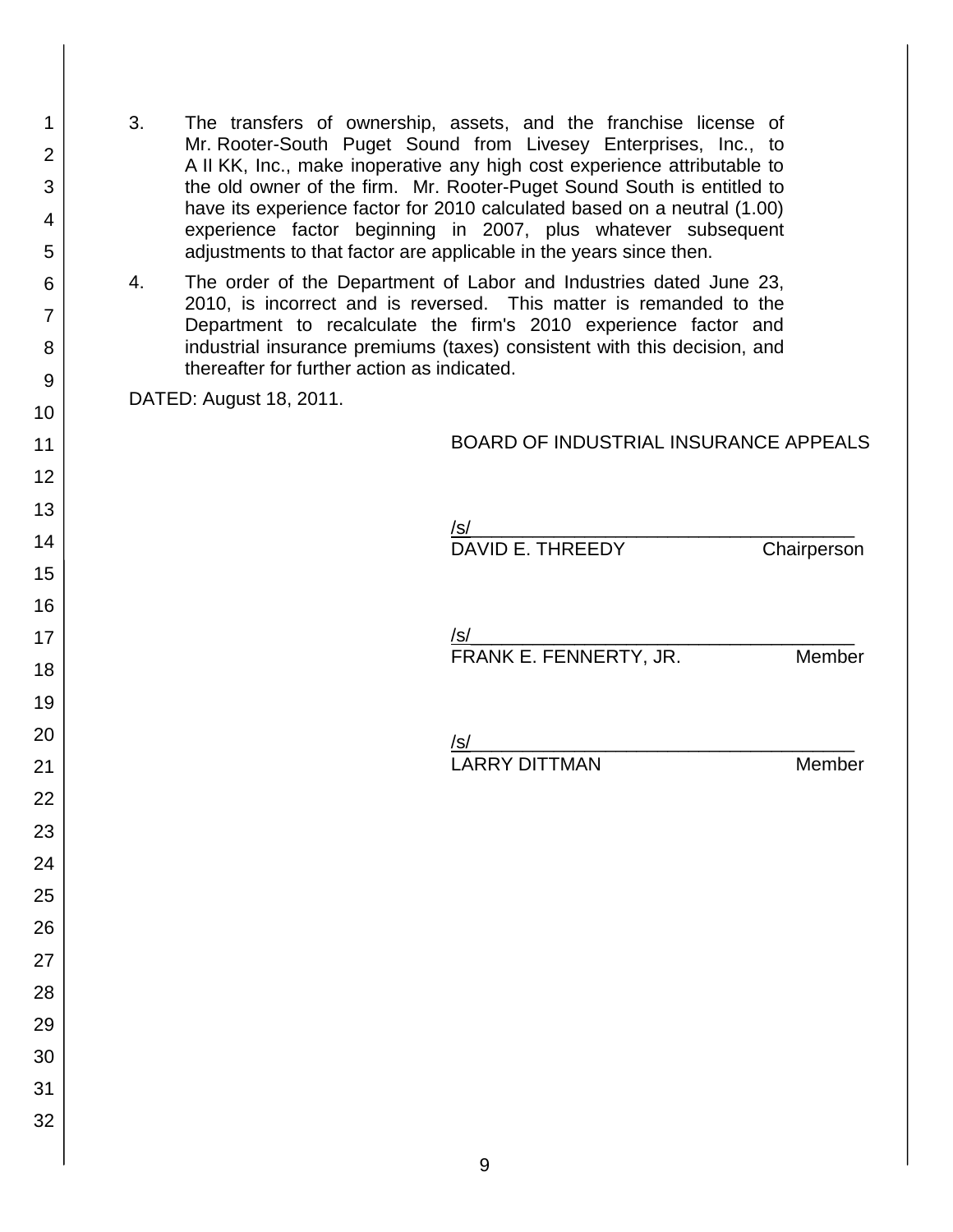3. The transfers of ownership, assets, and the franchise license of Mr. Rooter-South Puget Sound from Livesey Enterprises, Inc., to A II KK, Inc., make inoperative any high cost experience attributable to the old owner of the firm. Mr. Rooter-Puget Sound South is entitled to have its experience factor for 2010 calculated based on a neutral (1.00) experience factor beginning in 2007, plus whatever subsequent adjustments to that factor are applicable in the years since then.

4. The order of the Department of Labor and Industries dated June 23, 2010, is incorrect and is reversed. This matter is remanded to the Department to recalculate the firm's 2010 experience factor and industrial insurance premiums (taxes) consistent with this decision, and thereafter for further action as indicated.

DATED: August 18, 2011.

BOARD OF INDUSTRIAL INSURANCE APPEALS

/s/
DAVID E. THREEDY Chairperson

/s/
FRANK E. FENNERTY, JR. Member

/s/
LARRY DITTMAN Member